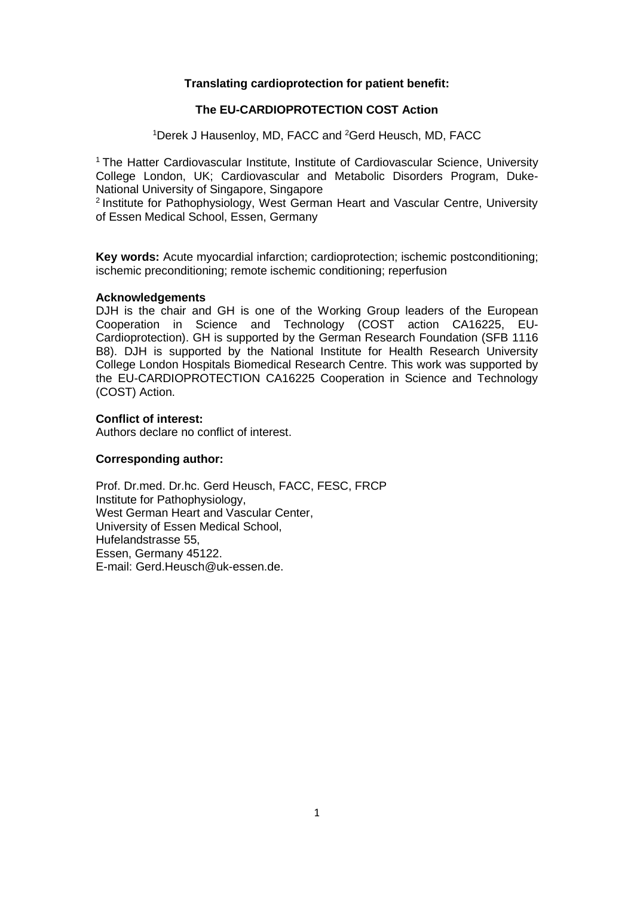# Translating cardioprotection for patient benefit:

## The EU-CARDIOPROTECTION COST Action

[1]Derek J Hausenloy, MD, FACC and [2]Gerd Heusch, MD, FACC

[1] The Hatter Cardiovascular Institute, Institute of Cardiovascular Science, University College London, UK; Cardiovascular and Metabolic Disorders Program, Duke-National University of Singapore, Singapore

[2] Institute for Pathophysiology, West German Heart and Vascular Centre, University of Essen Medical School, Essen, Germany

**Key words:** Acute myocardial infarction; cardioprotection; ischemic postconditioning; ischemic preconditioning; remote ischemic conditioning; reperfusion

**Acknowledgements**

DJH is the chair and GH is one of the Working Group leaders of the European Cooperation in Science and Technology (COST action CA16225, EU-Cardioprotection). GH is supported by the German Research Foundation (SFB 1116 B8). DJH is supported by the National Institute for Health Research University College London Hospitals Biomedical Research Centre. This work was supported by the EU-CARDIOPROTECTION CA16225 Cooperation in Science and Technology (COST) Action.

**Conflict of interest:**

Authors declare no conflict of interest.

**Corresponding author:**

Prof. Dr.med. Dr.hc. Gerd Heusch, FACC, FESC, FRCP
Institute for Pathophysiology,
West German Heart and Vascular Center,
University of Essen Medical School,
Hufelandstrasse 55,
Essen, Germany 45122.
E-mail: Gerd.Heusch@uk-essen.de.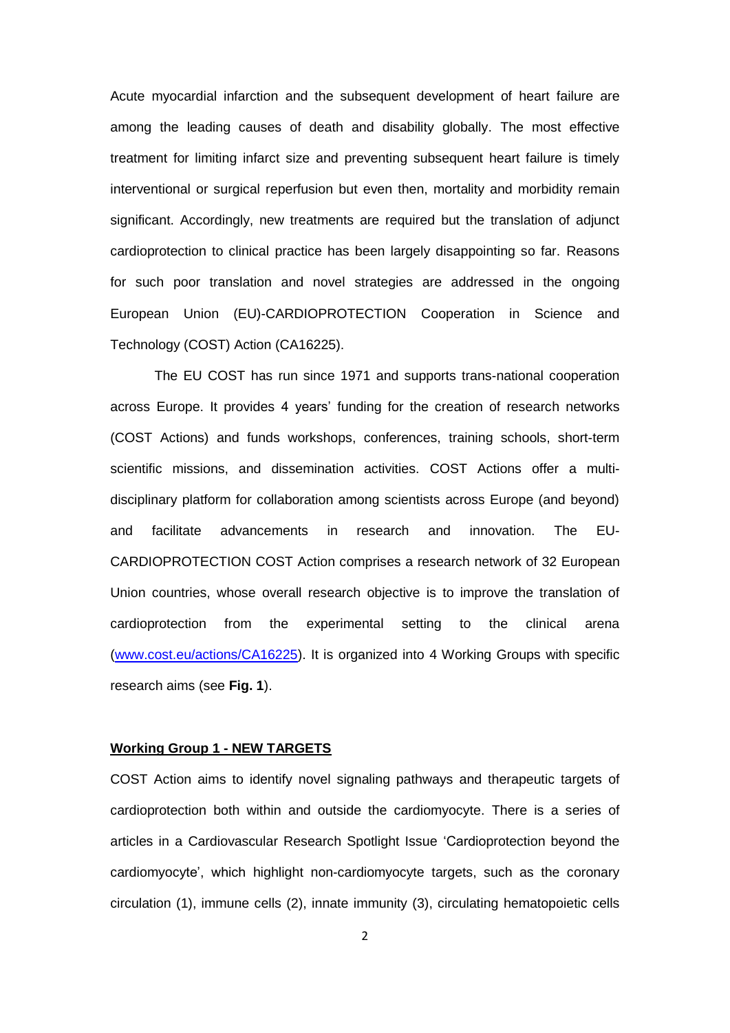Acute myocardial infarction and the subsequent development of heart failure are among the leading causes of death and disability globally. The most effective treatment for limiting infarct size and preventing subsequent heart failure is timely interventional or surgical reperfusion but even then, mortality and morbidity remain significant. Accordingly, new treatments are required but the translation of adjunct cardioprotection to clinical practice has been largely disappointing so far. Reasons for such poor translation and novel strategies are addressed in the ongoing European Union (EU)-CARDIOPROTECTION Cooperation in Science and Technology (COST) Action (CA16225).

The EU COST has run since 1971 and supports trans-national cooperation across Europe. It provides 4 years' funding for the creation of research networks (COST Actions) and funds workshops, conferences, training schools, short-term scientific missions, and dissemination activities. COST Actions offer a multi-disciplinary platform for collaboration among scientists across Europe (and beyond) and facilitate advancements in research and innovation. The EU-CARDIOPROTECTION COST Action comprises a research network of 32 European Union countries, whose overall research objective is to improve the translation of cardioprotection from the experimental setting to the clinical arena (www.cost.eu/actions/CA16225). It is organized into 4 Working Groups with specific research aims (see **Fig. 1**).

**Working Group 1 - NEW TARGETS**

COST Action aims to identify novel signaling pathways and therapeutic targets of cardioprotection both within and outside the cardiomyocyte. There is a series of articles in a Cardiovascular Research Spotlight Issue 'Cardioprotection beyond the cardiomyocyte', which highlight non-cardiomyocyte targets, such as the coronary circulation (1), immune cells (2), innate immunity (3), circulating hematopoietic cells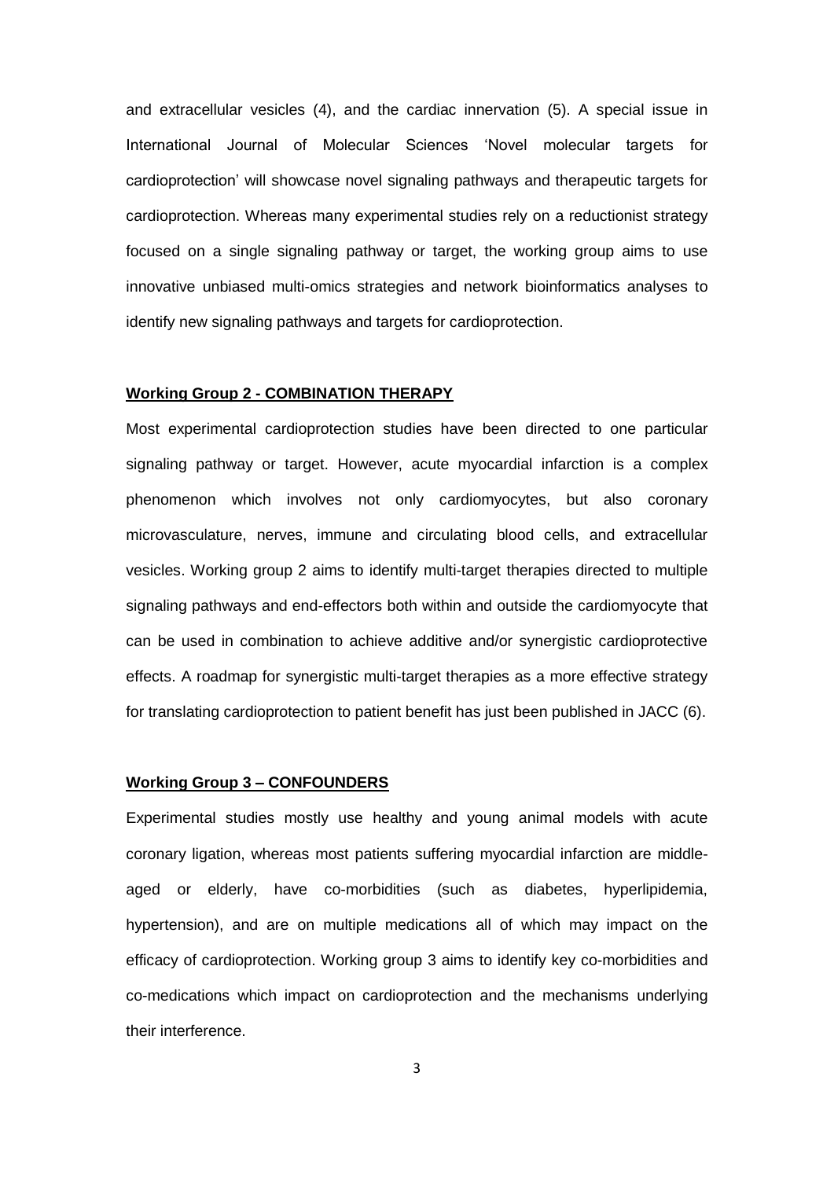and extracellular vesicles (4), and the cardiac innervation (5). A special issue in International Journal of Molecular Sciences 'Novel molecular targets for cardioprotection' will showcase novel signaling pathways and therapeutic targets for cardioprotection. Whereas many experimental studies rely on a reductionist strategy focused on a single signaling pathway or target, the working group aims to use innovative unbiased multi-omics strategies and network bioinformatics analyses to identify new signaling pathways and targets for cardioprotection.

## Working Group 2 - COMBINATION THERAPY

Most experimental cardioprotection studies have been directed to one particular signaling pathway or target. However, acute myocardial infarction is a complex phenomenon which involves not only cardiomyocytes, but also coronary microvasculature, nerves, immune and circulating blood cells, and extracellular vesicles. Working group 2 aims to identify multi-target therapies directed to multiple signaling pathways and end-effectors both within and outside the cardiomyocyte that can be used in combination to achieve additive and/or synergistic cardioprotective effects. A roadmap for synergistic multi-target therapies as a more effective strategy for translating cardioprotection to patient benefit has just been published in JACC (6).

## Working Group 3 – CONFOUNDERS

Experimental studies mostly use healthy and young animal models with acute coronary ligation, whereas most patients suffering myocardial infarction are middle-aged or elderly, have co-morbidities (such as diabetes, hyperlipidemia, hypertension), and are on multiple medications all of which may impact on the efficacy of cardioprotection. Working group 3 aims to identify key co-morbidities and co-medications which impact on cardioprotection and the mechanisms underlying their interference.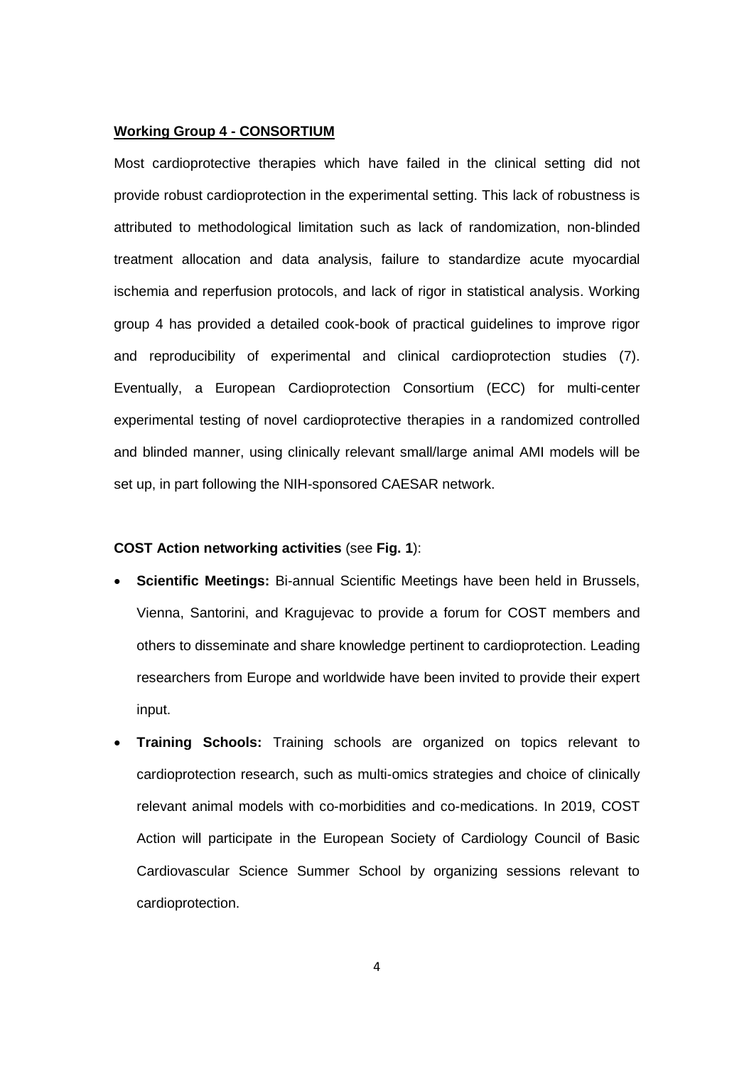**Working Group 4 - CONSORTIUM**

Most cardioprotective therapies which have failed in the clinical setting did not provide robust cardioprotection in the experimental setting. This lack of robustness is attributed to methodological limitation such as lack of randomization, non-blinded treatment allocation and data analysis, failure to standardize acute myocardial ischemia and reperfusion protocols, and lack of rigor in statistical analysis. Working group 4 has provided a detailed cook-book of practical guidelines to improve rigor and reproducibility of experimental and clinical cardioprotection studies (7). Eventually, a European Cardioprotection Consortium (ECC) for multi-center experimental testing of novel cardioprotective therapies in a randomized controlled and blinded manner, using clinically relevant small/large animal AMI models will be set up, in part following the NIH-sponsored CAESAR network.

**COST Action networking activities** (see **Fig. 1**):

- **Scientific Meetings:** Bi-annual Scientific Meetings have been held in Brussels, Vienna, Santorini, and Kragujevac to provide a forum for COST members and others to disseminate and share knowledge pertinent to cardioprotection. Leading researchers from Europe and worldwide have been invited to provide their expert input.
- **Training Schools:** Training schools are organized on topics relevant to cardioprotection research, such as multi-omics strategies and choice of clinically relevant animal models with co-morbidities and co-medications. In 2019, COST Action will participate in the European Society of Cardiology Council of Basic Cardiovascular Science Summer School by organizing sessions relevant to cardioprotection.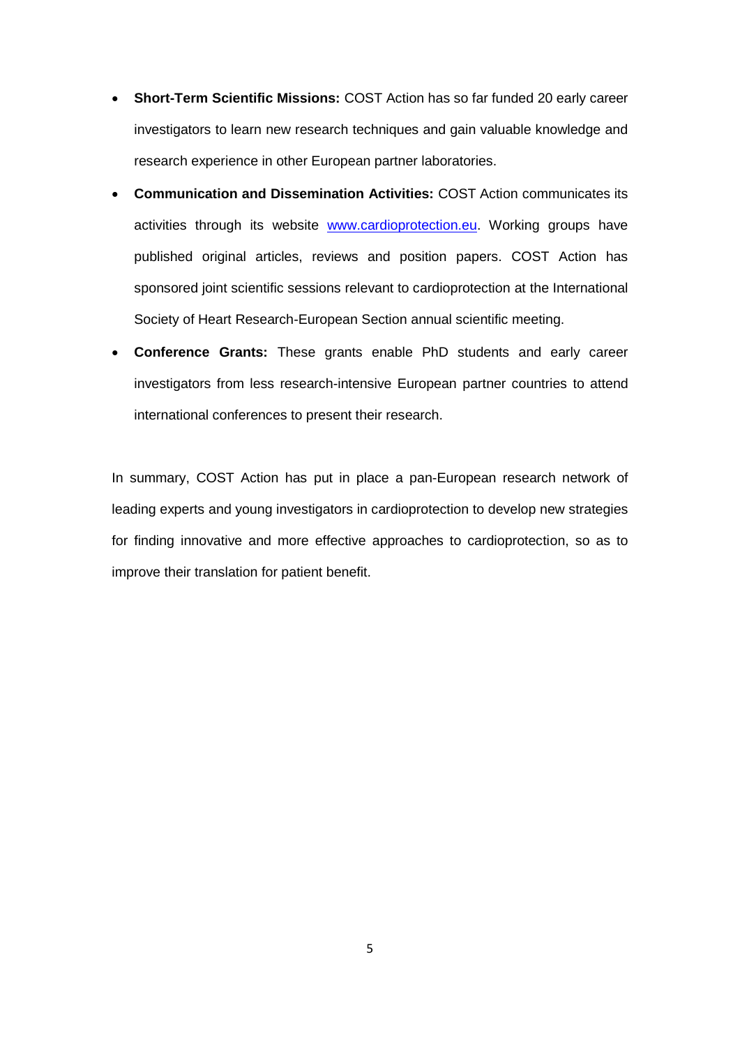- **Short-Term Scientific Missions:** COST Action has so far funded 20 early career investigators to learn new research techniques and gain valuable knowledge and research experience in other European partner laboratories.
- **Communication and Dissemination Activities:** COST Action communicates its activities through its website [www.cardioprotection.eu](www.cardioprotection.eu). Working groups have published original articles, reviews and position papers. COST Action has sponsored joint scientific sessions relevant to cardioprotection at the International Society of Heart Research-European Section annual scientific meeting.
- **Conference Grants:** These grants enable PhD students and early career investigators from less research-intensive European partner countries to attend international conferences to present their research.

In summary, COST Action has put in place a pan-European research network of leading experts and young investigators in cardioprotection to develop new strategies for finding innovative and more effective approaches to cardioprotection, so as to improve their translation for patient benefit.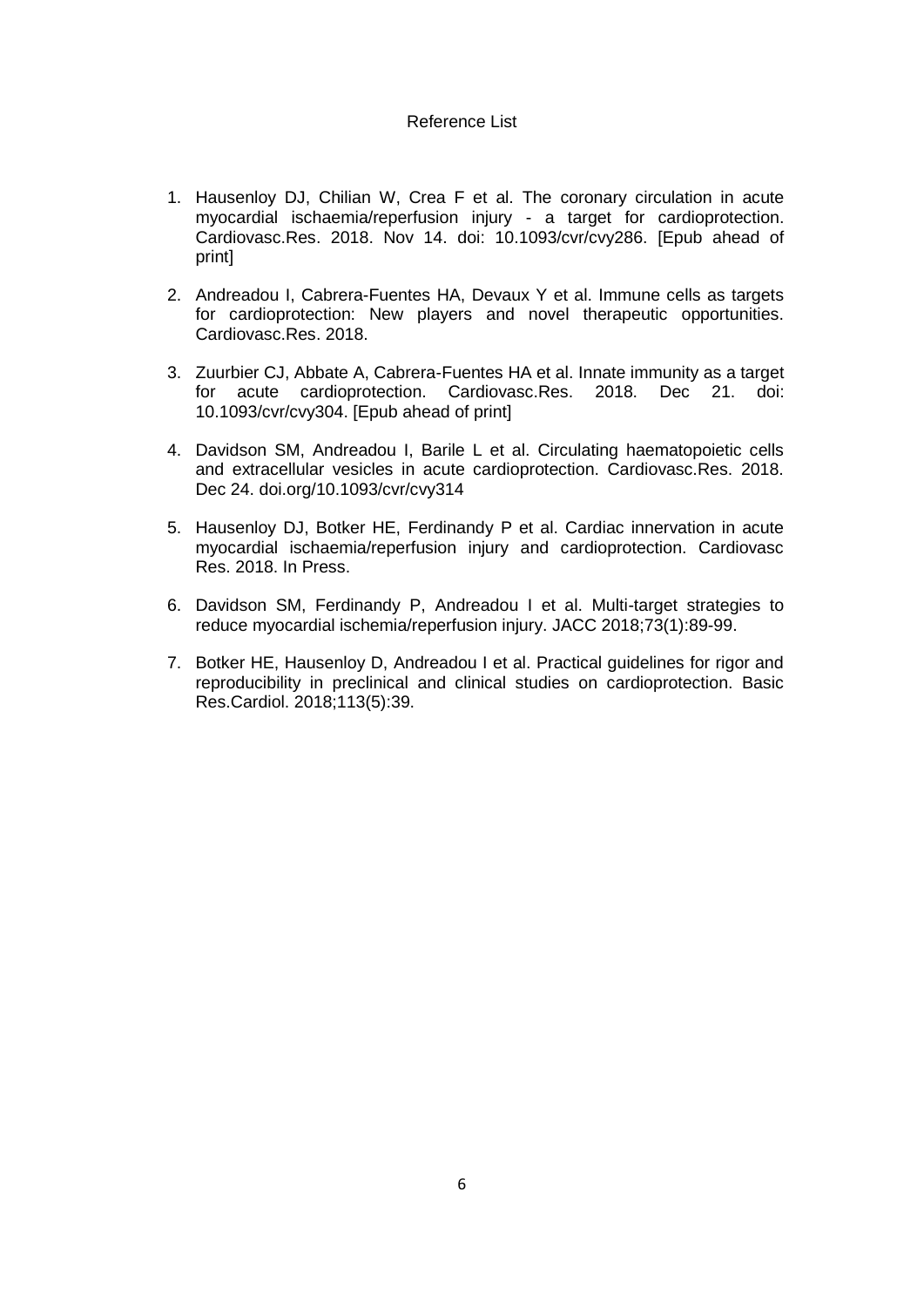# Reference List

1. Hausenloy DJ, Chilian W, Crea F et al. The coronary circulation in acute myocardial ischaemia/reperfusion injury - a target for cardioprotection. Cardiovasc.Res. 2018. Nov 14. doi: 10.1093/cvr/cvy286. [Epub ahead of print]

2. Andreadou I, Cabrera-Fuentes HA, Devaux Y et al. Immune cells as targets for cardioprotection: New players and novel therapeutic opportunities. Cardiovasc.Res. 2018.

3. Zuurbier CJ, Abbate A, Cabrera-Fuentes HA et al. Innate immunity as a target for acute cardioprotection. Cardiovasc.Res. 2018. Dec 21. doi: 10.1093/cvr/cvy304. [Epub ahead of print]

4. Davidson SM, Andreadou I, Barile L et al. Circulating haematopoietic cells and extracellular vesicles in acute cardioprotection. Cardiovasc.Res. 2018. Dec 24. doi.org/10.1093/cvr/cvy314

5. Hausenloy DJ, Botker HE, Ferdinandy P et al. Cardiac innervation in acute myocardial ischaemia/reperfusion injury and cardioprotection. Cardiovasc Res. 2018. In Press.

6. Davidson SM, Ferdinandy P, Andreadou I et al. Multi-target strategies to reduce myocardial ischemia/reperfusion injury. JACC 2018;73(1):89-99.

7. Botker HE, Hausenloy D, Andreadou I et al. Practical guidelines for rigor and reproducibility in preclinical and clinical studies on cardioprotection. Basic Res.Cardiol. 2018;113(5):39.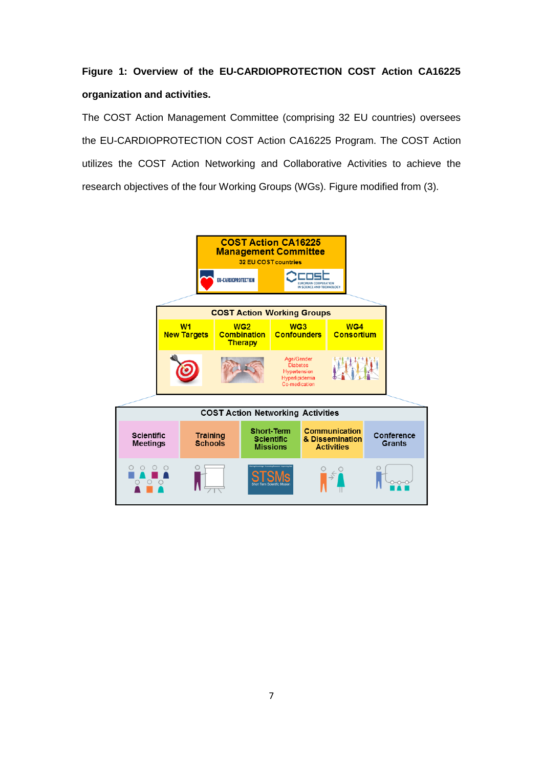**Figure 1: Overview of the EU-CARDIOPROTECTION COST Action CA16225 organization and activities.**

The COST Action Management Committee (comprising 32 EU countries) oversees the EU-CARDIOPROTECTION COST Action CA16225 Program. The COST Action utilizes the COST Action Networking and Collaborative Activities to achieve the research objectives of the four Working Groups (WGs). Figure modified from (3).

COST Action CA16225
Management Committee
32 EU COST countries
EU-CARDIOPROTECTION
cost
EUROPEAN COOPERATION IN SCIENCE AND TECHNOLOGY

COST Action Working Groups
W1 New Targets
WG2 Combination Therapy
WG3 Confounders
WG4 Consortium
Age/Gender
Diabetes
Hypertension
Hyperlipidemia
Co-medication

COST Action Networking Activities
Scientific Meetings
Training Schools
Short-Term Scientific Missions
Communication & Dissemination Activities
Conference Grants
STSMs
Short Term Scientific Mission